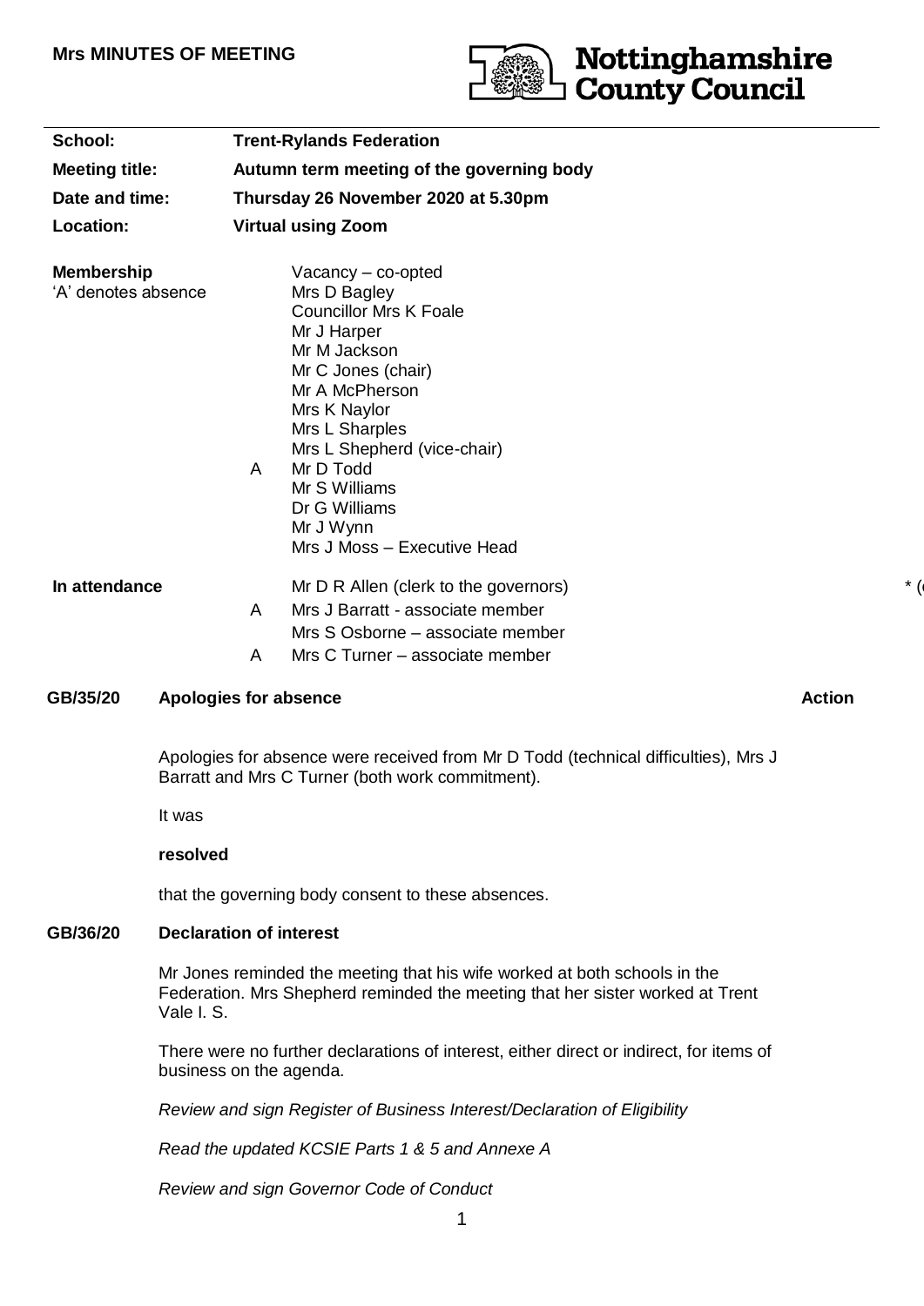**Mrs MINUTES OF MEETING**

**Nottinghamshire County Council**

| | |
|---|---|
| **School:** | **Trent-Rylands Federation** |
| **Meeting title:** | **Autumn term meeting of the governing body** |
| **Date and time:** | **Thursday 26 November 2020 at 5.30pm** |
| **Location:** | **Virtual using Zoom** |

**Membership**
'A' denotes absence

| | |
|---|---|
| | Vacancy – co-opted |
| | Mrs D Bagley |
| | Councillor Mrs K Foale |
| | Mr J Harper |
| | Mr M Jackson |
| | Mr C Jones (chair) |
| | Mr A McPherson |
| | Mrs K Naylor |
| | Mrs L Sharples |
| | Mrs L Shepherd (vice-chair) |
| A | Mr D Todd |
| | Mr S Williams |
| | Dr G Williams |
| | Mr J Wynn |
| | Mrs J Moss – Executive Head |

**In attendance**

| | |
|---|---|
| | Mr D R Allen (clerk to the governors) |
| A | Mrs J Barratt - associate member |
| | Mrs S Osborne – associate member |
| A | Mrs C Turner – associate member |

**GB/35/20 Apologies for absence** **Action**

Apologies for absence were received from Mr D Todd (technical difficulties), Mrs J Barratt and Mrs C Turner (both work commitment).

It was

**resolved**

that the governing body consent to these absences.

**GB/36/20 Declaration of interest**

Mr Jones reminded the meeting that his wife worked at both schools in the Federation. Mrs Shepherd reminded the meeting that her sister worked at Trent Vale I. S.

There were no further declarations of interest, either direct or indirect, for items of business on the agenda.

*Review and sign Register of Business Interest/Declaration of Eligibility*

*Read the updated KCSIE Parts 1 & 5 and Annexe A*

*Review and sign Governor Code of Conduct*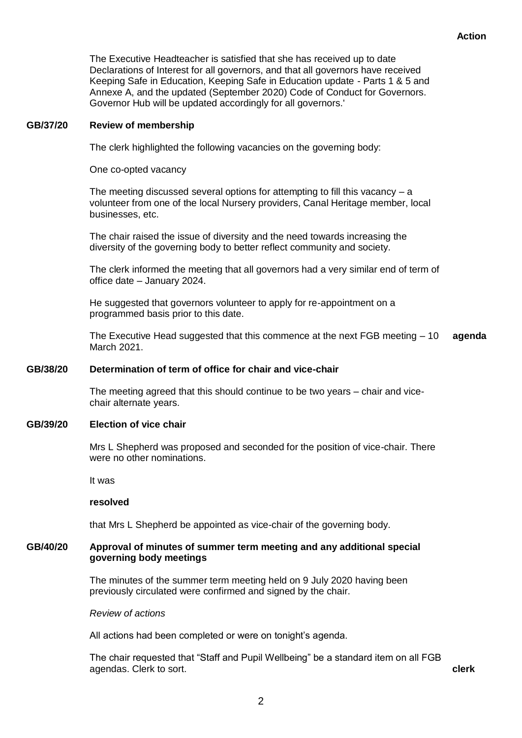**Action**

The Executive Headteacher is satisfied that she has received up to date Declarations of Interest for all governors, and that all governors have received Keeping Safe in Education, Keeping Safe in Education update - Parts 1 & 5 and Annexe A, and the updated (September 2020) Code of Conduct for Governors. Governor Hub will be updated accordingly for all governors.'

**GB/37/20 Review of membership**

The clerk highlighted the following vacancies on the governing body:

One co-opted vacancy

The meeting discussed several options for attempting to fill this vacancy – a volunteer from one of the local Nursery providers, Canal Heritage member, local businesses, etc.

The chair raised the issue of diversity and the need towards increasing the diversity of the governing body to better reflect community and society.

The clerk informed the meeting that all governors had a very similar end of term of office date – January 2024.

He suggested that governors volunteer to apply for re-appointment on a programmed basis prior to this date.

The Executive Head suggested that this commence at the next FGB meeting – 10 March 2021. **agenda**

**GB/38/20 Determination of term of office for chair and vice-chair**

The meeting agreed that this should continue to be two years – chair and vice-chair alternate years.

**GB/39/20 Election of vice chair**

Mrs L Shepherd was proposed and seconded for the position of vice-chair. There were no other nominations.

It was

**resolved**

that Mrs L Shepherd be appointed as vice-chair of the governing body.

**GB/40/20 Approval of minutes of summer term meeting and any additional special governing body meetings**

The minutes of the summer term meeting held on 9 July 2020 having been previously circulated were confirmed and signed by the chair.

*Review of actions*

All actions had been completed or were on tonight's agenda.

The chair requested that "Staff and Pupil Wellbeing" be a standard item on all FGB agendas. Clerk to sort. **clerk**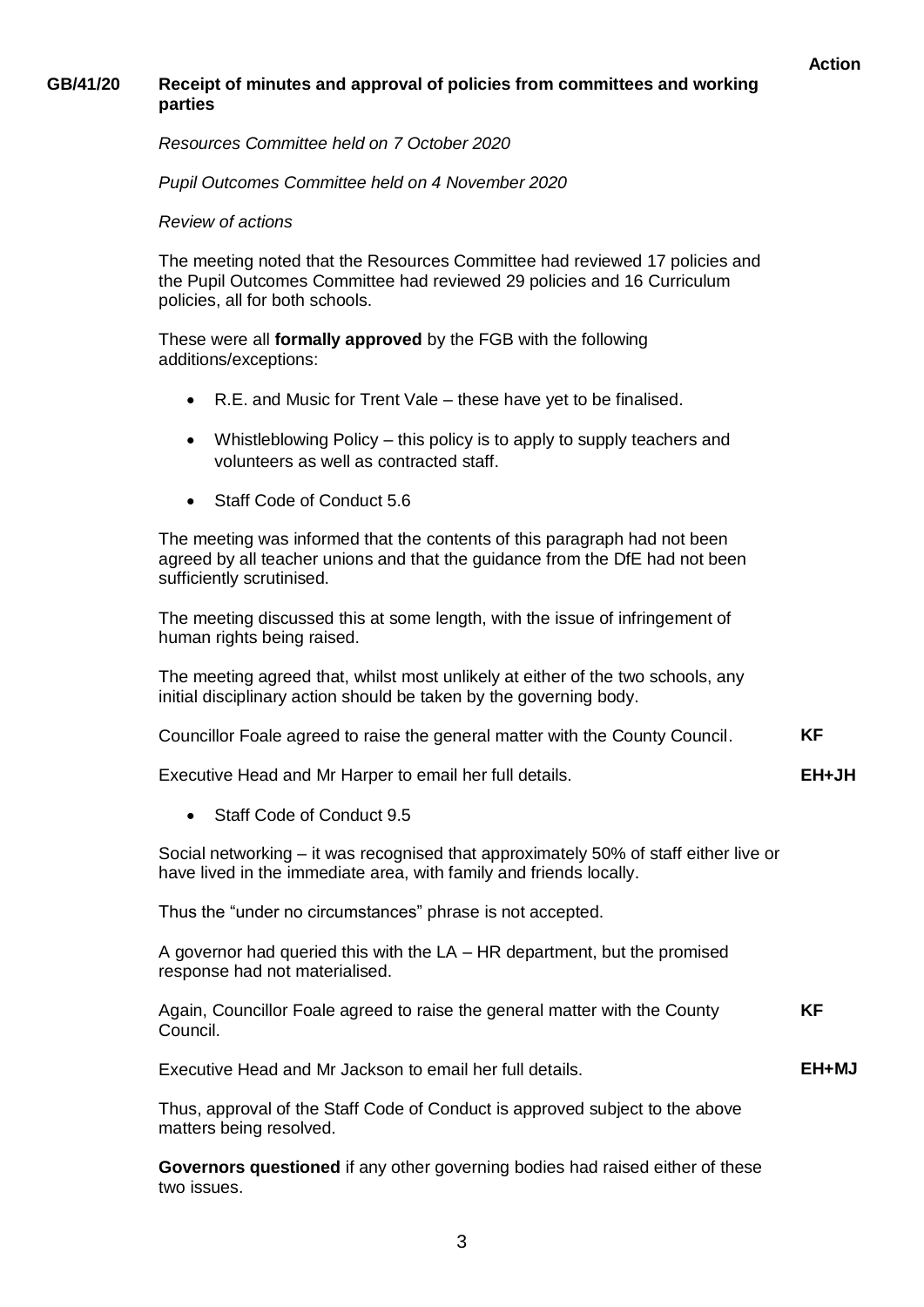**Action**

**GB/41/20 Receipt of minutes and approval of policies from committees and working parties**

*Resources Committee held on 7 October 2020*

*Pupil Outcomes Committee held on 4 November 2020*

*Review of actions*

The meeting noted that the Resources Committee had reviewed 17 policies and the Pupil Outcomes Committee had reviewed 29 policies and 16 Curriculum policies, all for both schools.

These were all **formally approved** by the FGB with the following additions/exceptions:

- R.E. and Music for Trent Vale – these have yet to be finalised.
- Whistleblowing Policy – this policy is to apply to supply teachers and volunteers as well as contracted staff.
- Staff Code of Conduct 5.6

The meeting was informed that the contents of this paragraph had not been agreed by all teacher unions and that the guidance from the DfE had not been sufficiently scrutinised.

The meeting discussed this at some length, with the issue of infringement of human rights being raised.

The meeting agreed that, whilst most unlikely at either of the two schools, any initial disciplinary action should be taken by the governing body.

Councillor Foale agreed to raise the general matter with the County Council. **KF**

Executive Head and Mr Harper to email her full details. **EH+JH**

- Staff Code of Conduct 9.5

Social networking – it was recognised that approximately 50% of staff either live or have lived in the immediate area, with family and friends locally.

Thus the "under no circumstances" phrase is not accepted.

A governor had queried this with the LA – HR department, but the promised response had not materialised.

Again, Councillor Foale agreed to raise the general matter with the County Council. **KF**

Executive Head and Mr Jackson to email her full details. **EH+MJ**

Thus, approval of the Staff Code of Conduct is approved subject to the above matters being resolved.

**Governors questioned** if any other governing bodies had raised either of these two issues.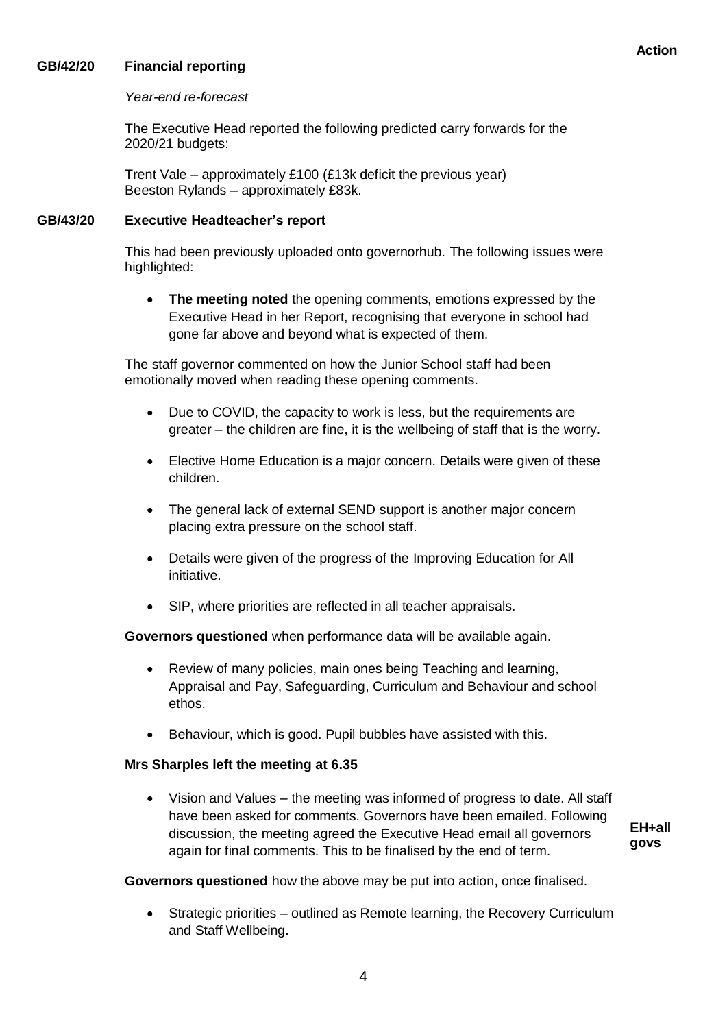**Action**

**GB/42/20 Financial reporting**

*Year-end re-forecast*

The Executive Head reported the following predicted carry forwards for the 2020/21 budgets:

Trent Vale – approximately £100 (£13k deficit the previous year)
Beeston Rylands – approximately £83k.

**GB/43/20 Executive Headteacher's report**

This had been previously uploaded onto governorhub. The following issues were highlighted:

- **The meeting noted** the opening comments, emotions expressed by the Executive Head in her Report, recognising that everyone in school had gone far above and beyond what is expected of them.

The staff governor commented on how the Junior School staff had been emotionally moved when reading these opening comments.

- Due to COVID, the capacity to work is less, but the requirements are greater – the children are fine, it is the wellbeing of staff that is the worry.
- Elective Home Education is a major concern. Details were given of these children.
- The general lack of external SEND support is another major concern placing extra pressure on the school staff.
- Details were given of the progress of the Improving Education for All initiative.
- SIP, where priorities are reflected in all teacher appraisals.

**Governors questioned** when performance data will be available again.

- Review of many policies, main ones being Teaching and learning, Appraisal and Pay, Safeguarding, Curriculum and Behaviour and school ethos.
- Behaviour, which is good. Pupil bubbles have assisted with this.

**Mrs Sharples left the meeting at 6.35**

- Vision and Values – the meeting was informed of progress to date. All staff have been asked for comments. Governors have been emailed. Following discussion, the meeting agreed the Executive Head email all governors again for final comments. This to be finalised by the end of term. **EH+all govs**

**Governors questioned** how the above may be put into action, once finalised.

- Strategic priorities – outlined as Remote learning, the Recovery Curriculum and Staff Wellbeing.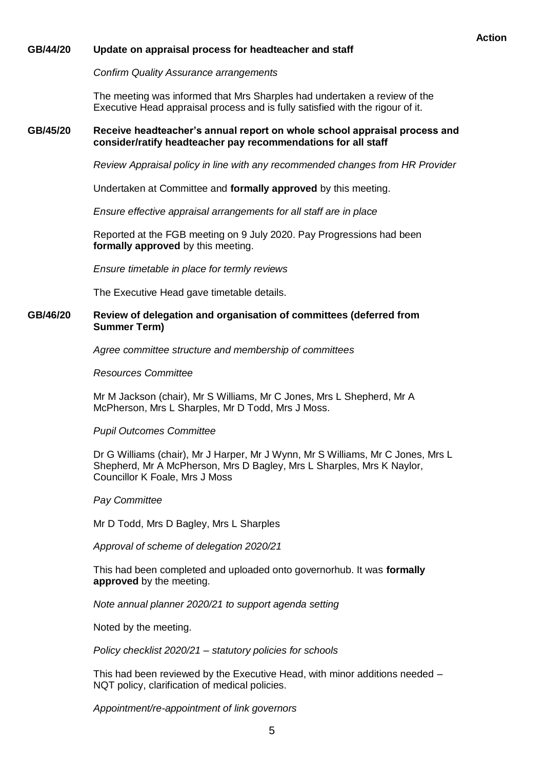**Action**

**GB/44/20 Update on appraisal process for headteacher and staff**

*Confirm Quality Assurance arrangements*

The meeting was informed that Mrs Sharples had undertaken a review of the Executive Head appraisal process and is fully satisfied with the rigour of it.

**GB/45/20 Receive headteacher's annual report on whole school appraisal process and consider/ratify headteacher pay recommendations for all staff**

*Review Appraisal policy in line with any recommended changes from HR Provider*

Undertaken at Committee and **formally approved** by this meeting.

*Ensure effective appraisal arrangements for all staff are in place*

Reported at the FGB meeting on 9 July 2020. Pay Progressions had been **formally approved** by this meeting.

*Ensure timetable in place for termly reviews*

The Executive Head gave timetable details.

**GB/46/20 Review of delegation and organisation of committees (deferred from Summer Term)**

*Agree committee structure and membership of committees*

*Resources Committee*

Mr M Jackson (chair), Mr S Williams, Mr C Jones, Mrs L Shepherd, Mr A McPherson, Mrs L Sharples, Mr D Todd, Mrs J Moss.

*Pupil Outcomes Committee*

Dr G Williams (chair), Mr J Harper, Mr J Wynn, Mr S Williams, Mr C Jones, Mrs L Shepherd, Mr A McPherson, Mrs D Bagley, Mrs L Sharples, Mrs K Naylor, Councillor K Foale, Mrs J Moss

*Pay Committee*

Mr D Todd, Mrs D Bagley, Mrs L Sharples

*Approval of scheme of delegation 2020/21*

This had been completed and uploaded onto governorhub. It was **formally approved** by the meeting.

*Note annual planner 2020/21 to support agenda setting*

Noted by the meeting.

*Policy checklist 2020/21 – statutory policies for schools*

This had been reviewed by the Executive Head, with minor additions needed – NQT policy, clarification of medical policies.

*Appointment/re-appointment of link governors*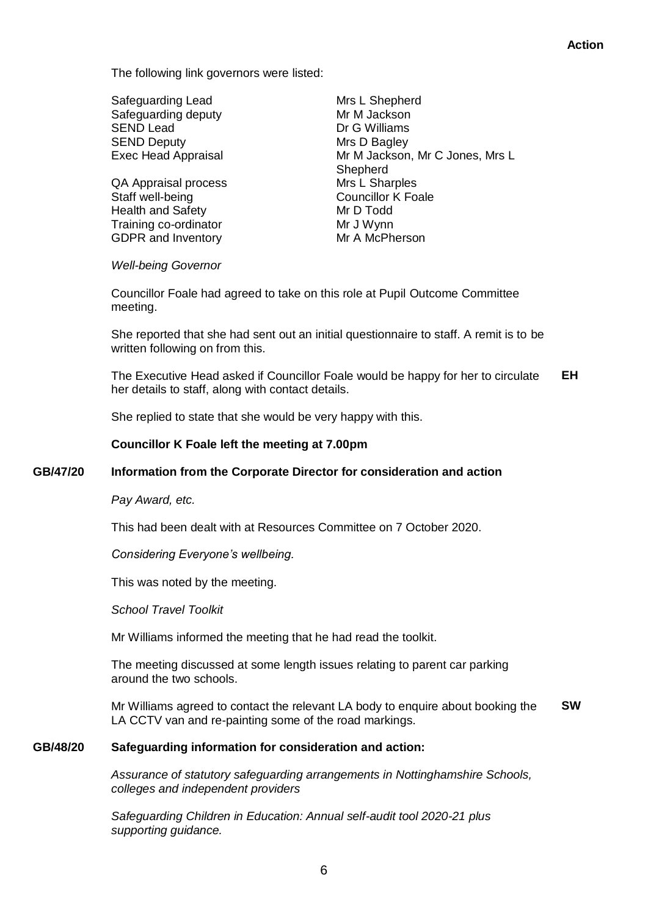**Action**

The following link governors were listed:

| | |
|---|---|
| Safeguarding Lead | Mrs L Shepherd |
| Safeguarding deputy | Mr M Jackson |
| SEND Lead | Dr G Williams |
| SEND Deputy | Mrs D Bagley |
| Exec Head Appraisal | Mr M Jackson, Mr C Jones, Mrs L Shepherd |
| QA Appraisal process | Mrs L Sharples |
| Staff well-being | Councillor K Foale |
| Health and Safety | Mr D Todd |
| Training co-ordinator | Mr J Wynn |
| GDPR and Inventory | Mr A McPherson |

*Well-being Governor*

Councillor Foale had agreed to take on this role at Pupil Outcome Committee meeting.

She reported that she had sent out an initial questionnaire to staff. A remit is to be written following on from this.

The Executive Head asked if Councillor Foale would be happy for her to circulate her details to staff, along with contact details. **EH**

She replied to state that she would be very happy with this.

**Councillor K Foale left the meeting at 7.00pm**

**GB/47/20 Information from the Corporate Director for consideration and action**

*Pay Award, etc.*

This had been dealt with at Resources Committee on 7 October 2020.

*Considering Everyone's wellbeing.*

This was noted by the meeting.

*School Travel Toolkit*

Mr Williams informed the meeting that he had read the toolkit.

The meeting discussed at some length issues relating to parent car parking around the two schools.

Mr Williams agreed to contact the relevant LA body to enquire about booking the LA CCTV van and re-painting some of the road markings. **SW**

**GB/48/20 Safeguarding information for consideration and action:**

*Assurance of statutory safeguarding arrangements in Nottinghamshire Schools, colleges and independent providers*

*Safeguarding Children in Education: Annual self-audit tool 2020-21 plus supporting guidance.*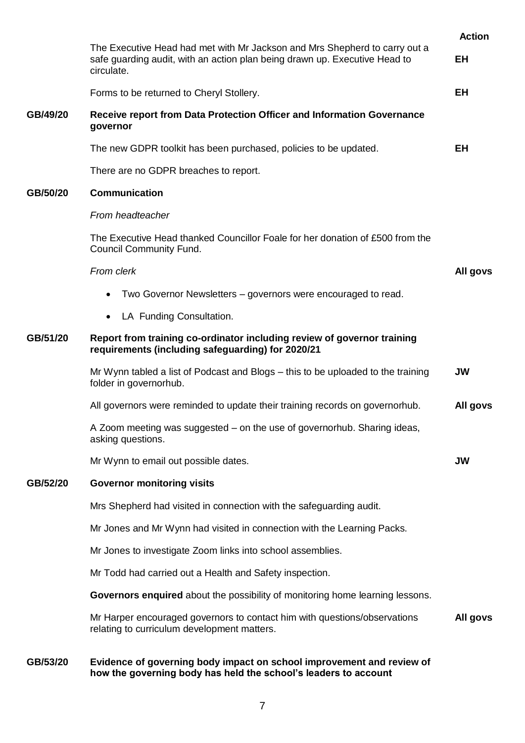| | | Action |
|---|---|---|
| | The Executive Head had met with Mr Jackson and Mrs Shepherd to carry out a safe guarding audit, with an action plan being drawn up. Executive Head to circulate. | **EH** |
| | Forms to be returned to Cheryl Stollery. | **EH** |
| **GB/49/20** | **Receive report from Data Protection Officer and Information Governance governor** | |
| | The new GDPR toolkit has been purchased, policies to be updated. | **EH** |
| | There are no GDPR breaches to report. | |
| **GB/50/20** | **Communication** | |
| | *From headteacher* | |
| | The Executive Head thanked Councillor Foale for her donation of £500 from the Council Community Fund. | |
| | *From clerk* | **All govs** |
| | • Two Governor Newsletters – governors were encouraged to read. | |
| | • LA Funding Consultation. | |
| **GB/51/20** | **Report from training co-ordinator including review of governor training requirements (including safeguarding) for 2020/21** | |
| | Mr Wynn tabled a list of Podcast and Blogs – this to be uploaded to the training folder in governorhub. | **JW** |
| | All governors were reminded to update their training records on governorhub. | **All govs** |
| | A Zoom meeting was suggested – on the use of governorhub. Sharing ideas, asking questions. | |
| | Mr Wynn to email out possible dates. | **JW** |
| **GB/52/20** | **Governor monitoring visits** | |
| | Mrs Shepherd had visited in connection with the safeguarding audit. | |
| | Mr Jones and Mr Wynn had visited in connection with the Learning Packs. | |
| | Mr Jones to investigate Zoom links into school assemblies. | |
| | Mr Todd had carried out a Health and Safety inspection. | |
| | **Governors enquired** about the possibility of monitoring home learning lessons. | |
| | Mr Harper encouraged governors to contact him with questions/observations relating to curriculum development matters. | **All govs** |
| **GB/53/20** | **Evidence of governing body impact on school improvement and review of how the governing body has held the school's leaders to account** | |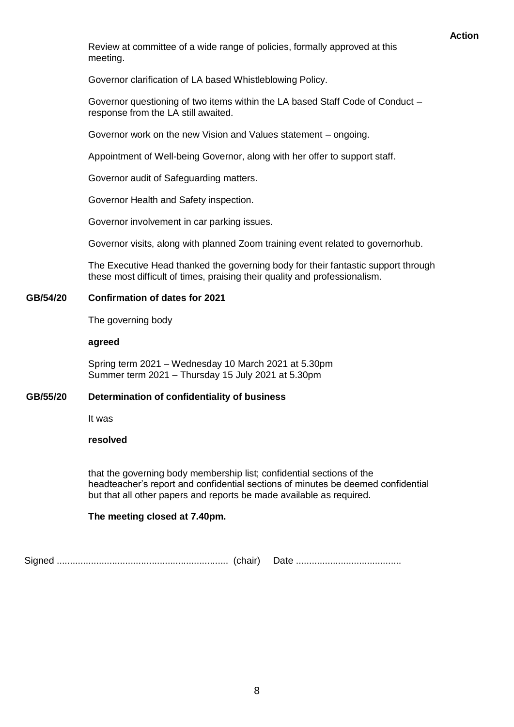**Action**

Review at committee of a wide range of policies, formally approved at this meeting.

Governor clarification of LA based Whistleblowing Policy.

Governor questioning of two items within the LA based Staff Code of Conduct – response from the LA still awaited.

Governor work on the new Vision and Values statement – ongoing.

Appointment of Well-being Governor, along with her offer to support staff.

Governor audit of Safeguarding matters.

Governor Health and Safety inspection.

Governor involvement in car parking issues.

Governor visits, along with planned Zoom training event related to governorhub.

The Executive Head thanked the governing body for their fantastic support through these most difficult of times, praising their quality and professionalism.

**GB/54/20 Confirmation of dates for 2021**

The governing body

**agreed**

Spring term 2021 – Wednesday 10 March 2021 at 5.30pm
Summer term 2021 – Thursday 15 July 2021 at 5.30pm

**GB/55/20 Determination of confidentiality of business**

It was

**resolved**

that the governing body membership list; confidential sections of the headteacher's report and confidential sections of minutes be deemed confidential but that all other papers and reports be made available as required.

**The meeting closed at 7.40pm.**

Signed ................................................................ (chair) Date ........................................